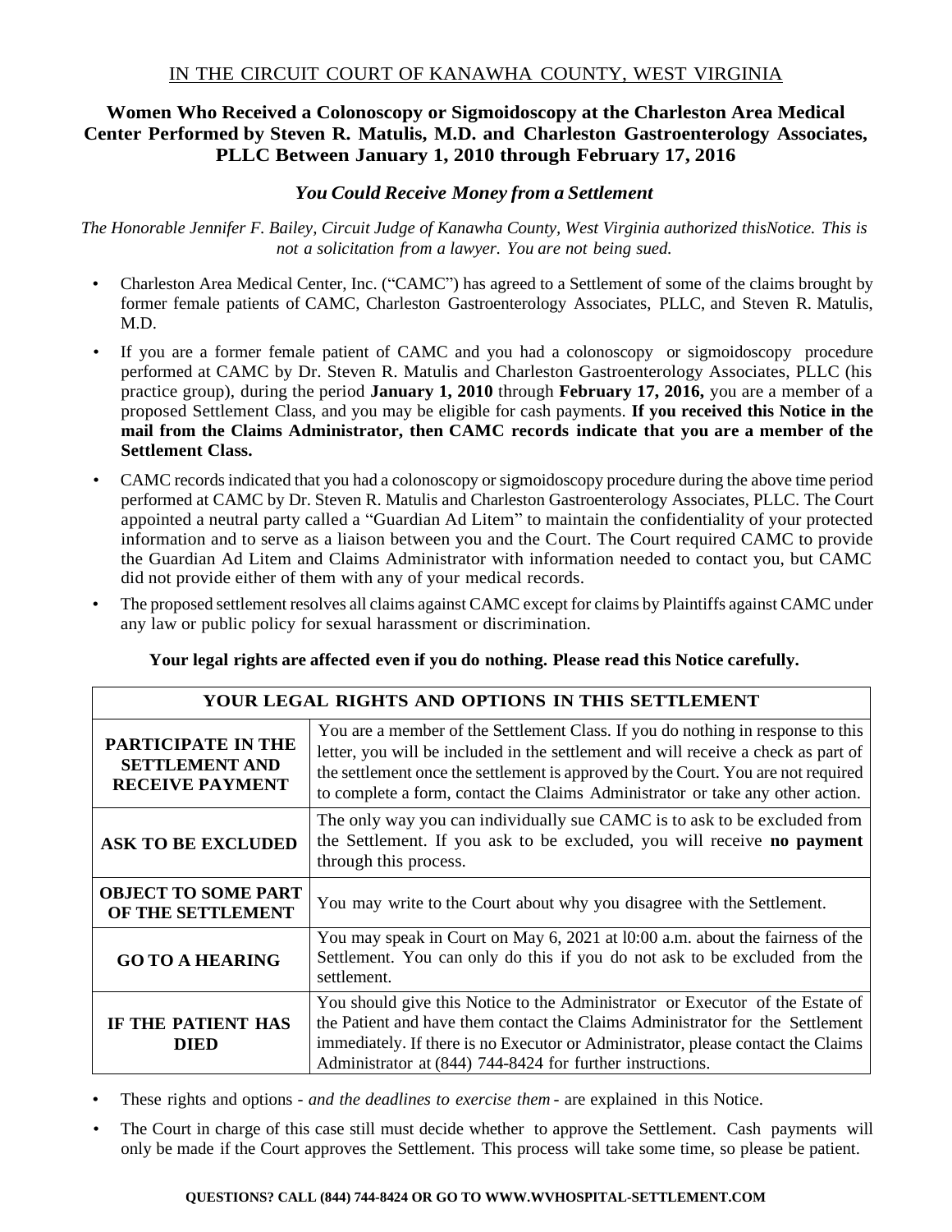IN THE CIRCUIT COURT OF KANAWHA COUNTY, WEST VIRGINIA

# Women Who Received a Colonoscopy or Sigmoidoscopy at the Charleston Area Medical Center Performed by Steven R. Matulis, M.D. and Charleston Gastroenterology Associates, PLLC Between January 1, 2010 through February 17, 2016

## *You Could Receive Money from a Settlement*

*The Honorable Jennifer F. Bailey, Circuit Judge of Kanawha County, West Virginia authorized thisNotice. This is not a solicitation from a lawyer. You are not being sued.*

- Charleston Area Medical Center, Inc. ("CAMC") has agreed to a Settlement of some of the claims brought by former female patients of CAMC, Charleston Gastroenterology Associates, PLLC, and Steven R. Matulis, M.D.
- If you are a former female patient of CAMC and you had a colonoscopy or sigmoidoscopy procedure performed at CAMC by Dr. Steven R. Matulis and Charleston Gastroenterology Associates, PLLC (his practice group), during the period **January 1, 2010** through **February 17, 2016,** you are a member of a proposed Settlement Class, and you may be eligible for cash payments. **If you received this Notice in the mail from the Claims Administrator, then CAMC records indicate that you are a member of the Settlement Class.**
- CAMC records indicated that you had a colonoscopy or sigmoidoscopy procedure during the above time period performed at CAMC by Dr. Steven R. Matulis and Charleston Gastroenterology Associates, PLLC. The Court appointed a neutral party called a "Guardian Ad Litem" to maintain the confidentiality of your protected information and to serve as a liaison between you and the Court. The Court required CAMC to provide the Guardian Ad Litem and Claims Administrator with information needed to contact you, but CAMC did not provide either of them with any of your medical records.
- The proposed settlement resolves all claims against CAMC except for claims by Plaintiffs against CAMC under any law or public policy for sexual harassment or discrimination.

**Your legal rights are affected even if you do nothing. Please read this Notice carefully.**

| YOUR LEGAL RIGHTS AND OPTIONS IN THIS SETTLEMENT | |
|---|---|
| **PARTICIPATE IN THE SETTLEMENT AND RECEIVE PAYMENT** | You are a member of the Settlement Class. If you do nothing in response to this letter, you will be included in the settlement and will receive a check as part of the settlement once the settlement is approved by the Court. You are not required to complete a form, contact the Claims Administrator or take any other action. |
| **ASK TO BE EXCLUDED** | The only way you can individually sue CAMC is to ask to be excluded from the Settlement. If you ask to be excluded, you will receive **no payment** through this process. |
| **OBJECT TO SOME PART OF THE SETTLEMENT** | You may write to the Court about why you disagree with the Settlement. |
| **GO TO A HEARING** | You may speak in Court on May 6, 2021 at l0:00 a.m. about the fairness of the Settlement. You can only do this if you do not ask to be excluded from the settlement. |
| **IF THE PATIENT HAS DIED** | You should give this Notice to the Administrator or Executor of the Estate of the Patient and have them contact the Claims Administrator for the Settlement immediately. If there is no Executor or Administrator, please contact the Claims Administrator at (844) 744-8424 for further instructions. |

- These rights and options - *and the deadlines to exercise them* - are explained in this Notice.
- The Court in charge of this case still must decide whether to approve the Settlement. Cash payments will only be made if the Court approves the Settlement. This process will take some time, so please be patient.

**QUESTIONS? CALL (844) 744-8424 OR GO TO WWW.WVHOSPITAL-SETTLEMENT.COM**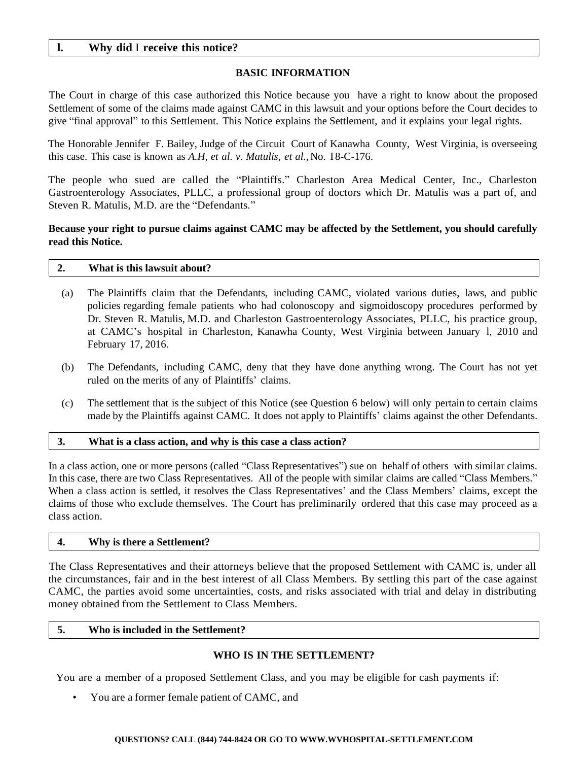### l. Why did I receive this notice?

## BASIC INFORMATION

The Court in charge of this case authorized this Notice because you have a right to know about the proposed Settlement of some of the claims made against CAMC in this lawsuit and your options before the Court decides to give "final approval" to this Settlement. This Notice explains the Settlement, and it explains your legal rights.

The Honorable Jennifer F. Bailey, Judge of the Circuit Court of Kanawha County, West Virginia, is overseeing this case. This case is known as *A.H, et al. v. Matulis, et al.,* No. 18-C-176.

The people who sued are called the "Plaintiffs." Charleston Area Medical Center, Inc., Charleston Gastroenterology Associates, PLLC, a professional group of doctors which Dr. Matulis was a part of, and Steven R. Matulis, M.D. are the "Defendants."

**Because your right to pursue claims against CAMC may be affected by the Settlement, you should carefully read this Notice.**

### 2. What is this lawsuit about?

(a) The Plaintiffs claim that the Defendants, including CAMC, violated various duties, laws, and public policies regarding female patients who had colonoscopy and sigmoidoscopy procedures performed by Dr. Steven R. Matulis, M.D. and Charleston Gastroenterology Associates, PLLC, his practice group, at CAMC's hospital in Charleston, Kanawha County, West Virginia between January l, 2010 and February 17, 2016.

(b) The Defendants, including CAMC, deny that they have done anything wrong. The Court has not yet ruled on the merits of any of Plaintiffs' claims.

(c) The settlement that is the subject of this Notice (see Question 6 below) will only pertain to certain claims made by the Plaintiffs against CAMC. It does not apply to Plaintiffs' claims against the other Defendants.

### 3. What is a class action, and why is this case a class action?

In a class action, one or more persons (called "Class Representatives") sue on behalf of others with similar claims. In this case, there are two Class Representatives. All of the people with similar claims are called "Class Members." When a class action is settled, it resolves the Class Representatives' and the Class Members' claims, except the claims of those who exclude themselves. The Court has preliminarily ordered that this case may proceed as a class action.

### 4. Why is there a Settlement?

The Class Representatives and their attorneys believe that the proposed Settlement with CAMC is, under all the circumstances, fair and in the best interest of all Class Members. By settling this part of the case against CAMC, the parties avoid some uncertainties, costs, and risks associated with trial and delay in distributing money obtained from the Settlement to Class Members.

### 5. Who is included in the Settlement?

## WHO IS IN THE SETTLEMENT?

You are a member of a proposed Settlement Class, and you may be eligible for cash payments if:

- You are a former female patient of CAMC, and

**QUESTIONS? CALL (844) 744-8424 OR GO TO WWW.WVHOSPITAL-SETTLEMENT.COM**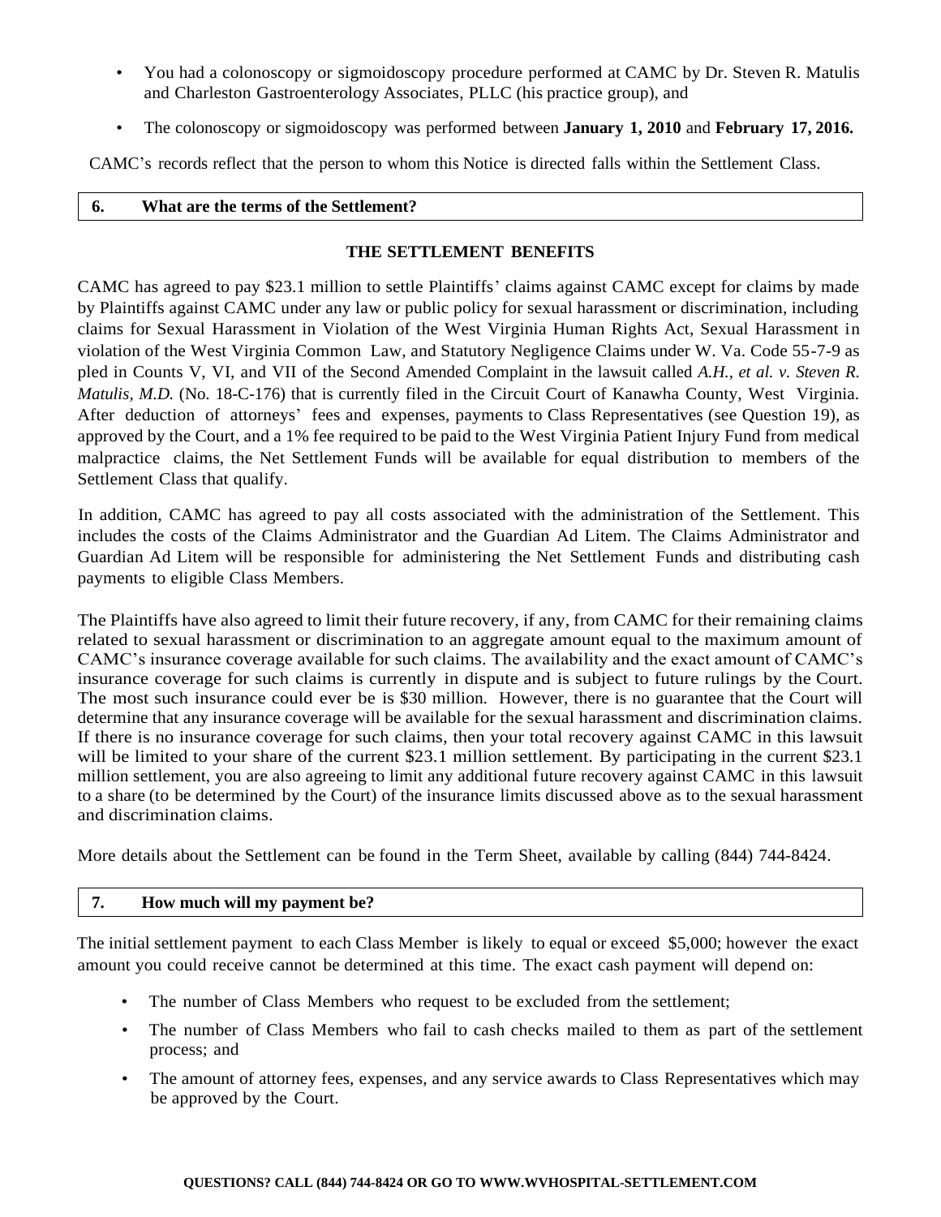- You had a colonoscopy or sigmoidoscopy procedure performed at CAMC by Dr. Steven R. Matulis and Charleston Gastroenterology Associates, PLLC (his practice group), and
- The colonoscopy or sigmoidoscopy was performed between **January 1, 2010** and **February 17, 2016.**

CAMC's records reflect that the person to whom this Notice is directed falls within the Settlement Class.

## 6. What are the terms of the Settlement?

### THE SETTLEMENT BENEFITS

CAMC has agreed to pay $23.1 million to settle Plaintiffs' claims against CAMC except for claims by made by Plaintiffs against CAMC under any law or public policy for sexual harassment or discrimination, including claims for Sexual Harassment in Violation of the West Virginia Human Rights Act, Sexual Harassment in violation of the West Virginia Common Law, and Statutory Negligence Claims under W. Va. Code 55-7-9 as pled in Counts V, VI, and VII of the Second Amended Complaint in the lawsuit called *A.H., et al. v. Steven R. Matulis, M.D.* (No. 18-C-176) that is currently filed in the Circuit Court of Kanawha County, West Virginia. After deduction of attorneys' fees and expenses, payments to Class Representatives (see Question 19), as approved by the Court, and a 1% fee required to be paid to the West Virginia Patient Injury Fund from medical malpractice claims, the Net Settlement Funds will be available for equal distribution to members of the Settlement Class that qualify.

In addition, CAMC has agreed to pay all costs associated with the administration of the Settlement. This includes the costs of the Claims Administrator and the Guardian Ad Litem. The Claims Administrator and Guardian Ad Litem will be responsible for administering the Net Settlement Funds and distributing cash payments to eligible Class Members.

The Plaintiffs have also agreed to limit their future recovery, if any, from CAMC for their remaining claims related to sexual harassment or discrimination to an aggregate amount equal to the maximum amount of CAMC's insurance coverage available for such claims. The availability and the exact amount of CAMC's insurance coverage for such claims is currently in dispute and is subject to future rulings by the Court. The most such insurance could ever be is $30 million. However, there is no guarantee that the Court will determine that any insurance coverage will be available for the sexual harassment and discrimination claims. If there is no insurance coverage for such claims, then your total recovery against CAMC in this lawsuit will be limited to your share of the current $23.1 million settlement. By participating in the current $23.1 million settlement, you are also agreeing to limit any additional future recovery against CAMC in this lawsuit to a share (to be determined by the Court) of the insurance limits discussed above as to the sexual harassment and discrimination claims.

More details about the Settlement can be found in the Term Sheet, available by calling (844) 744-8424.

## 7. How much will my payment be?

The initial settlement payment to each Class Member is likely to equal or exceed $5,000; however the exact amount you could receive cannot be determined at this time. The exact cash payment will depend on:

- The number of Class Members who request to be excluded from the settlement;
- The number of Class Members who fail to cash checks mailed to them as part of the settlement process; and
- The amount of attorney fees, expenses, and any service awards to Class Representatives which may be approved by the Court.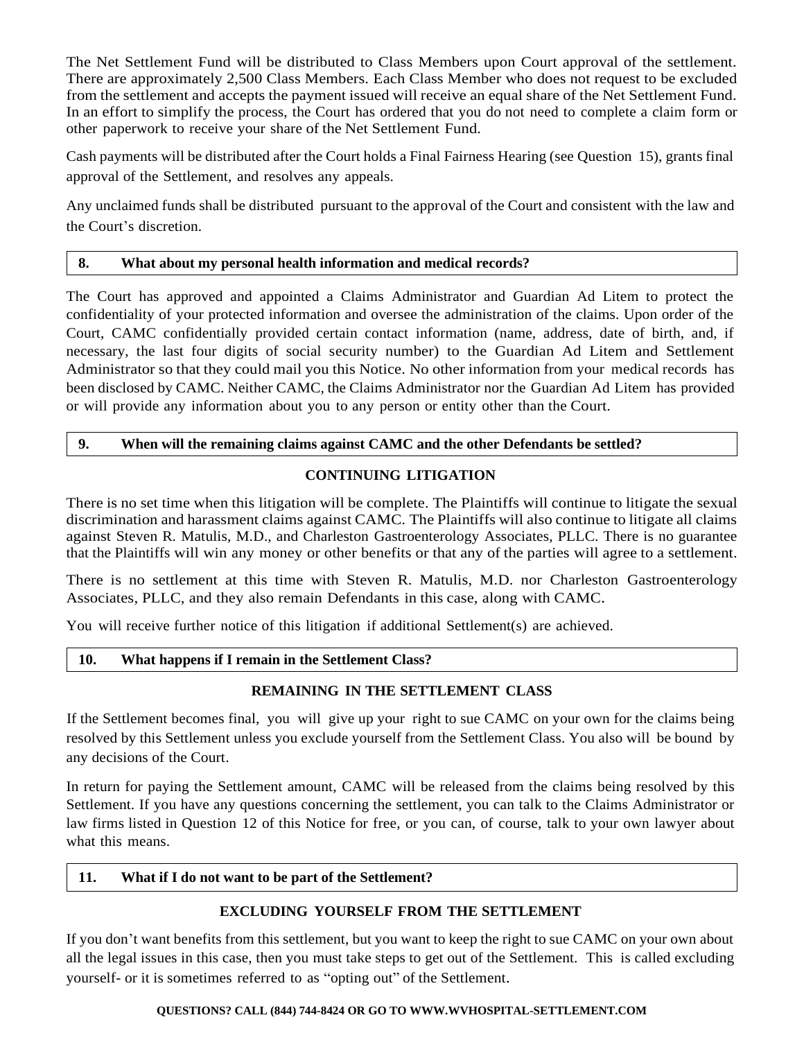The Net Settlement Fund will be distributed to Class Members upon Court approval of the settlement. There are approximately 2,500 Class Members. Each Class Member who does not request to be excluded from the settlement and accepts the payment issued will receive an equal share of the Net Settlement Fund. In an effort to simplify the process, the Court has ordered that you do not need to complete a claim form or other paperwork to receive your share of the Net Settlement Fund.

Cash payments will be distributed after the Court holds a Final Fairness Hearing (see Question 15), grants final approval of the Settlement, and resolves any appeals.

Any unclaimed funds shall be distributed pursuant to the approval of the Court and consistent with the law and the Court's discretion.

### 8. What about my personal health information and medical records?

The Court has approved and appointed a Claims Administrator and Guardian Ad Litem to protect the confidentiality of your protected information and oversee the administration of the claims. Upon order of the Court, CAMC confidentially provided certain contact information (name, address, date of birth, and, if necessary, the last four digits of social security number) to the Guardian Ad Litem and Settlement Administrator so that they could mail you this Notice. No other information from your medical records has been disclosed by CAMC. Neither CAMC, the Claims Administrator nor the Guardian Ad Litem has provided or will provide any information about you to any person or entity other than the Court.

### 9. When will the remaining claims against CAMC and the other Defendants be settled?

**CONTINUING LITIGATION**

There is no set time when this litigation will be complete. The Plaintiffs will continue to litigate the sexual discrimination and harassment claims against CAMC. The Plaintiffs will also continue to litigate all claims against Steven R. Matulis, M.D., and Charleston Gastroenterology Associates, PLLC. There is no guarantee that the Plaintiffs will win any money or other benefits or that any of the parties will agree to a settlement.

There is no settlement at this time with Steven R. Matulis, M.D. nor Charleston Gastroenterology Associates, PLLC, and they also remain Defendants in this case, along with CAMC.

You will receive further notice of this litigation if additional Settlement(s) are achieved.

### 10. What happens if I remain in the Settlement Class?

**REMAINING IN THE SETTLEMENT CLASS**

If the Settlement becomes final, you will give up your right to sue CAMC on your own for the claims being resolved by this Settlement unless you exclude yourself from the Settlement Class. You also will be bound by any decisions of the Court.

In return for paying the Settlement amount, CAMC will be released from the claims being resolved by this Settlement. If you have any questions concerning the settlement, you can talk to the Claims Administrator or law firms listed in Question 12 of this Notice for free, or you can, of course, talk to your own lawyer about what this means.

### 11. What if I do not want to be part of the Settlement?

**EXCLUDING YOURSELF FROM THE SETTLEMENT**

If you don't want benefits from this settlement, but you want to keep the right to sue CAMC on your own about all the legal issues in this case, then you must take steps to get out of the Settlement. This is called excluding yourself- or it is sometimes referred to as "opting out" of the Settlement.

**QUESTIONS? CALL (844) 744-8424 OR GO TO WWW.WVHOSPITAL-SETTLEMENT.COM**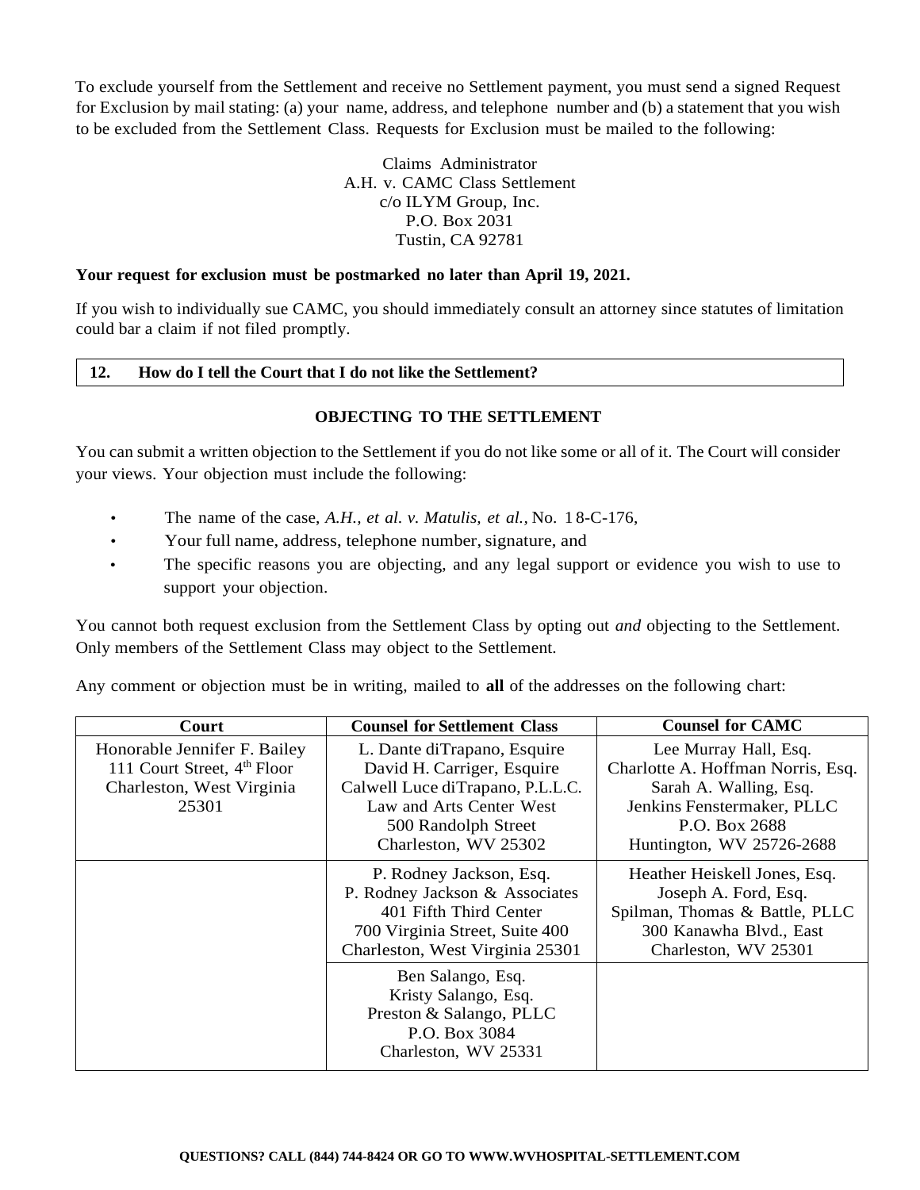To exclude yourself from the Settlement and receive no Settlement payment, you must send a signed Request for Exclusion by mail stating: (a) your name, address, and telephone number and (b) a statement that you wish to be excluded from the Settlement Class. Requests for Exclusion must be mailed to the following:

Claims Administrator  
A.H. v. CAMC Class Settlement  
c/o ILYM Group, Inc.  
P.O. Box 2031  
Tustin, CA 92781

**Your request for exclusion must be postmarked no later than April 19, 2021.**

If you wish to individually sue CAMC, you should immediately consult an attorney since statutes of limitation could bar a claim if not filed promptly.

## 12. How do I tell the Court that I do not like the Settlement?

### OBJECTING TO THE SETTLEMENT

You can submit a written objection to the Settlement if you do not like some or all of it. The Court will consider your views. Your objection must include the following:

- The name of the case, *A.H., et al. v. Matulis, et al.*, No. 18-C-176,
- Your full name, address, telephone number, signature, and
- The specific reasons you are objecting, and any legal support or evidence you wish to use to support your objection.

You cannot both request exclusion from the Settlement Class by opting out *and* objecting to the Settlement. Only members of the Settlement Class may object to the Settlement.

Any comment or objection must be in writing, mailed to **all** of the addresses on the following chart:

| Court | Counsel for Settlement Class | Counsel for CAMC |
|---|---|---|
| Honorable Jennifer F. Bailey<br>111 Court Street, 4th Floor<br>Charleston, West Virginia 25301 | L. Dante diTrapano, Esquire<br>David H. Carriger, Esquire<br>Calwell Luce diTrapano, P.L.L.C.<br>Law and Arts Center West<br>500 Randolph Street<br>Charleston, WV 25302 | Lee Murray Hall, Esq.<br>Charlotte A. Hoffman Norris, Esq.<br>Sarah A. Walling, Esq.<br>Jenkins Fenstermaker, PLLC<br>P.O. Box 2688<br>Huntington, WV 25726-2688 |
| | P. Rodney Jackson, Esq.<br>P. Rodney Jackson & Associates<br>401 Fifth Third Center<br>700 Virginia Street, Suite 400<br>Charleston, West Virginia 25301 | Heather Heiskell Jones, Esq.<br>Joseph A. Ford, Esq.<br>Spilman, Thomas & Battle, PLLC<br>300 Kanawha Blvd., East<br>Charleston, WV 25301 |
| | Ben Salango, Esq.<br>Kristy Salango, Esq.<br>Preston & Salango, PLLC<br>P.O. Box 3084<br>Charleston, WV 25331 | |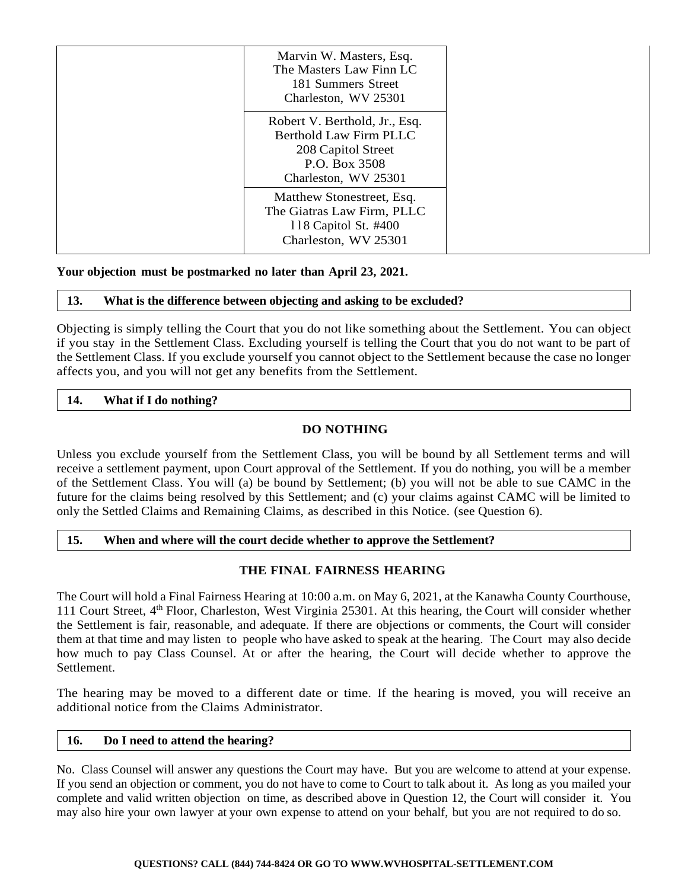| | | |
|---|---|---|
| | Marvin W. Masters, Esq.<br>The Masters Law Finn LC<br>181 Summers Street<br>Charleston, WV 25301 | |
| | Robert V. Berthold, Jr., Esq.<br>Berthold Law Firm PLLC<br>208 Capitol Street<br>P.O. Box 3508<br>Charleston, WV 25301 | |
| | Matthew Stonestreet, Esq.<br>The Giatras Law Firm, PLLC<br>118 Capitol St. #400<br>Charleston, WV 25301 | |

**Your objection must be postmarked no later than April 23, 2021.**

## 13. What is the difference between objecting and asking to be excluded?

Objecting is simply telling the Court that you do not like something about the Settlement. You can object if you stay in the Settlement Class. Excluding yourself is telling the Court that you do not want to be part of the Settlement Class. If you exclude yourself you cannot object to the Settlement because the case no longer affects you, and you will not get any benefits from the Settlement.

## 14. What if I do nothing?

### DO NOTHING

Unless you exclude yourself from the Settlement Class, you will be bound by all Settlement terms and will receive a settlement payment, upon Court approval of the Settlement. If you do nothing, you will be a member of the Settlement Class. You will (a) be bound by Settlement; (b) you will not be able to sue CAMC in the future for the claims being resolved by this Settlement; and (c) your claims against CAMC will be limited to only the Settled Claims and Remaining Claims, as described in this Notice. (see Question 6).

## 15. When and where will the court decide whether to approve the Settlement?

### THE FINAL FAIRNESS HEARING

The Court will hold a Final Fairness Hearing at 10:00 a.m. on May 6, 2021, at the Kanawha County Courthouse, 111 Court Street, 4th Floor, Charleston, West Virginia 25301. At this hearing, the Court will consider whether the Settlement is fair, reasonable, and adequate. If there are objections or comments, the Court will consider them at that time and may listen to people who have asked to speak at the hearing. The Court may also decide how much to pay Class Counsel. At or after the hearing, the Court will decide whether to approve the Settlement.

The hearing may be moved to a different date or time. If the hearing is moved, you will receive an additional notice from the Claims Administrator.

## 16. Do I need to attend the hearing?

No. Class Counsel will answer any questions the Court may have. But you are welcome to attend at your expense. If you send an objection or comment, you do not have to come to Court to talk about it. As long as you mailed your complete and valid written objection on time, as described above in Question 12, the Court will consider it. You may also hire your own lawyer at your own expense to attend on your behalf, but you are not required to do so.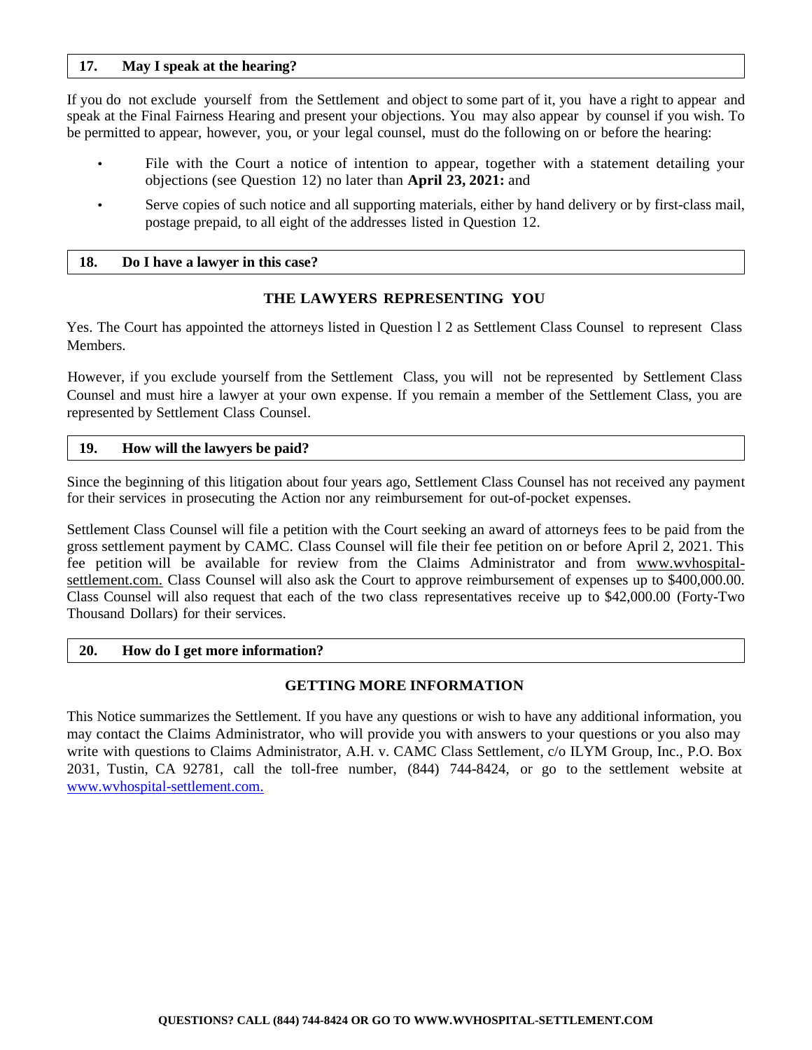## 17. May I speak at the hearing?

If you do not exclude yourself from the Settlement and object to some part of it, you have a right to appear and speak at the Final Fairness Hearing and present your objections. You may also appear by counsel if you wish. To be permitted to appear, however, you, or your legal counsel, must do the following on or before the hearing:

- File with the Court a notice of intention to appear, together with a statement detailing your objections (see Question 12) no later than **April 23, 2021:** and
- Serve copies of such notice and all supporting materials, either by hand delivery or by first-class mail, postage prepaid, to all eight of the addresses listed in Question 12.

## 18. Do I have a lawyer in this case?

### THE LAWYERS REPRESENTING YOU

Yes. The Court has appointed the attorneys listed in Question l 2 as Settlement Class Counsel to represent Class Members.

However, if you exclude yourself from the Settlement Class, you will not be represented by Settlement Class Counsel and must hire a lawyer at your own expense. If you remain a member of the Settlement Class, you are represented by Settlement Class Counsel.

## 19. How will the lawyers be paid?

Since the beginning of this litigation about four years ago, Settlement Class Counsel has not received any payment for their services in prosecuting the Action nor any reimbursement for out-of-pocket expenses.

Settlement Class Counsel will file a petition with the Court seeking an award of attorneys fees to be paid from the gross settlement payment by CAMC. Class Counsel will file their fee petition on or before April 2, 2021. This fee petition will be available for review from the Claims Administrator and from www.wvhospital-settlement.com. Class Counsel will also ask the Court to approve reimbursement of expenses up to $400,000.00. Class Counsel will also request that each of the two class representatives receive up to $42,000.00 (Forty-Two Thousand Dollars) for their services.

## 20. How do I get more information?

### GETTING MORE INFORMATION

This Notice summarizes the Settlement. If you have any questions or wish to have any additional information, you may contact the Claims Administrator, who will provide you with answers to your questions or you also may write with questions to Claims Administrator, A.H. v. CAMC Class Settlement, c/o ILYM Group, Inc., P.O. Box 2031, Tustin, CA 92781, call the toll-free number, (844) 744-8424, or go to the settlement website at www.wvhospital-settlement.com.